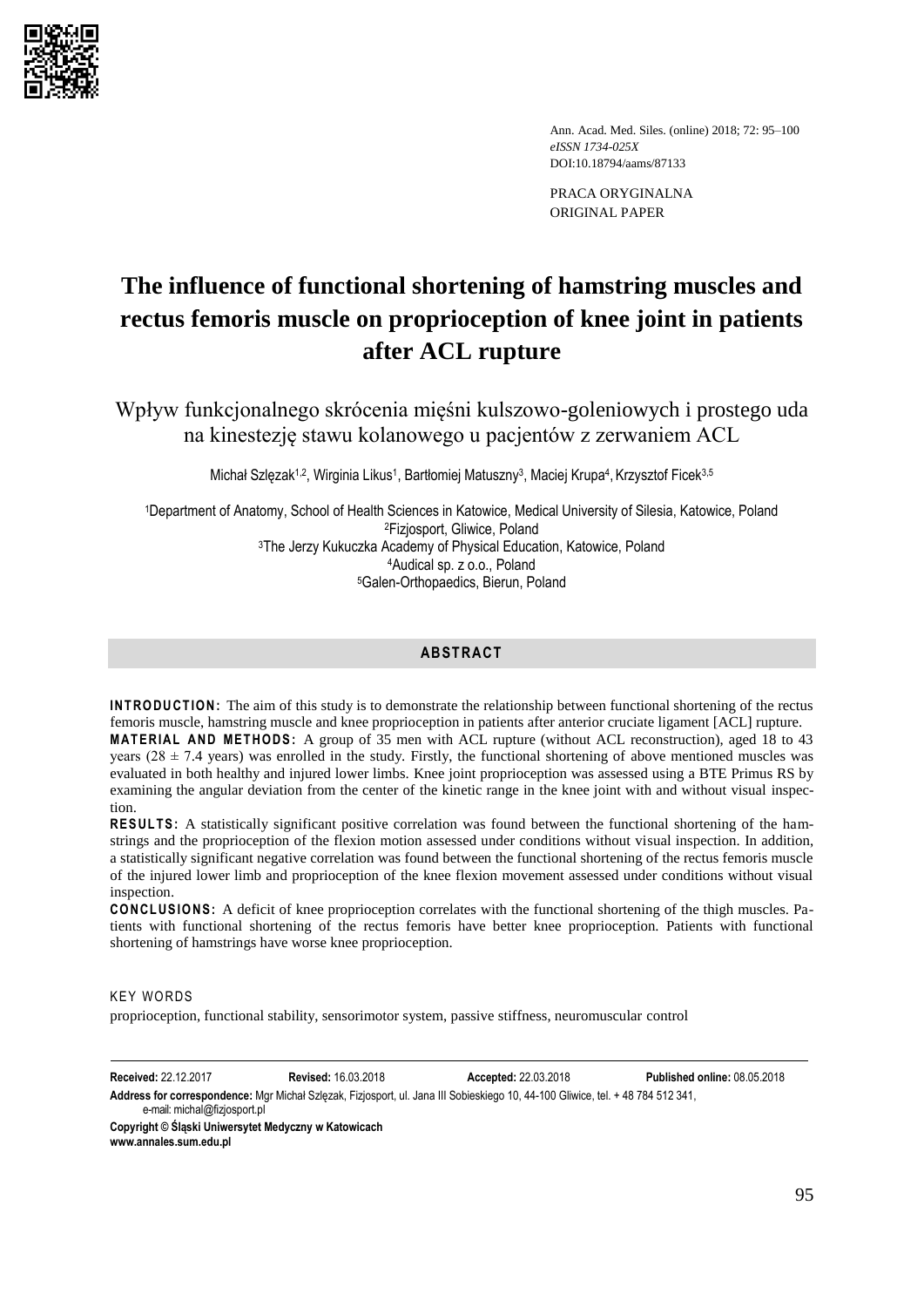PRACA ORYGINALNA
ORIGINAL PAPER

# The influence of functional shortening of hamstring muscles and rectus femoris muscle on proprioception of knee joint in patients after ACL rupture

## Wpływ funkcjonalnego skrócenia mięśni kulszowo-goleniowych i prostego uda na kinestezję stawu kolanowego u pacjentów z zerwaniem ACL

Michał Szlęzak[1,2], Wirginia Likus[1], Bartłomiej Matuszny[3], Maciej Krupa[4], Krzysztof Ficek[3,5]

[1]Department of Anatomy, School of Health Sciences in Katowice, Medical University of Silesia, Katowice, Poland
[2]Fizjosport, Gliwice, Poland
[3]The Jerzy Kukuczka Academy of Physical Education, Katowice, Poland
[4]Audical sp. z o.o., Poland
[5]Galen-Orthopaedics, Bierun, Poland

## ABSTRACT

**INTRODUCTION:** The aim of this study is to demonstrate the relationship between functional shortening of the rectus femoris muscle, hamstring muscle and knee proprioception in patients after anterior cruciate ligament [ACL] rupture.

**MATERIAL AND METHODS:** A group of 35 men with ACL rupture (without ACL reconstruction), aged 18 to 43 years (28 ± 7.4 years) was enrolled in the study. Firstly, the functional shortening of above mentioned muscles was evaluated in both healthy and injured lower limbs. Knee joint proprioception was assessed using a BTE Primus RS by examining the angular deviation from the center of the kinetic range in the knee joint with and without visual inspection.

**RESULTS:** A statistically significant positive correlation was found between the functional shortening of the hamstrings and the proprioception of the flexion motion assessed under conditions without visual inspection. In addition, a statistically significant negative correlation was found between the functional shortening of the rectus femoris muscle of the injured lower limb and proprioception of the knee flexion movement assessed under conditions without visual inspection.

**CONCLUSIONS:** A deficit of knee proprioception correlates with the functional shortening of the thigh muscles. Patients with functional shortening of the rectus femoris have better knee proprioception. Patients with functional shortening of hamstrings have worse knee proprioception.

KEY WORDS

proprioception, functional stability, sensorimotor system, passive stiffness, neuromuscular control

**Received:** 22.12.2017 **Revised:** 16.03.2018 **Accepted:** 22.03.2018 **Published online:** 08.05.2018

**Address for correspondence:** Mgr Michał Szlęzak, Fizjosport, ul. Jana III Sobieskiego 10, 44-100 Gliwice, tel. + 48 784 512 341, e-mail: michal@fizjosport.pl

**Copyright © Śląski Uniwersytet Medyczny w Katowicach**
**www.annales.sum.edu.pl**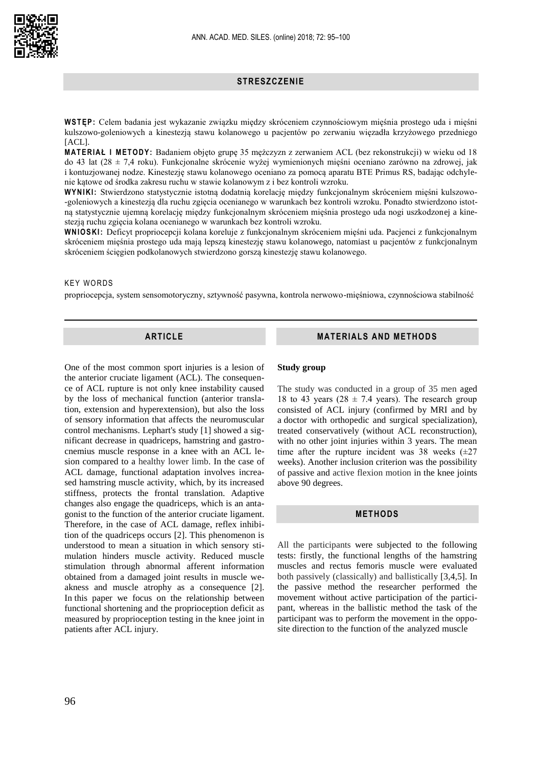## STRESZCZENIE

**WSTĘP:** Celem badania jest wykazanie związku między skróceniem czynnościowym mięśnia prostego uda i mięśni kulszowo-goleniowych a kinestezją stawu kolanowego u pacjentów po zerwaniu więzadła krzyżowego przedniego [ACL].

**MATERIAŁ I METODY:** Badaniem objęto grupę 35 mężczyzn z zerwaniem ACL (bez rekonstrukcji) w wieku od 18 do 43 lat (28 ± 7,4 roku). Funkcjonalne skrócenie wyżej wymienionych mięśni oceniano zarówno na zdrowej, jak i kontuzjowanej nodze. Kinestezję stawu kolanowego oceniano za pomocą aparatu BTE Primus RS, badając odchylenie kątowe od środka zakresu ruchu w stawie kolanowym z i bez kontroli wzroku.

**WYNIKI:** Stwierdzono statystycznie istotną dodatnią korelację między funkcjonalnym skróceniem mięśni kulszowo-goleniowych a kinestezją dla ruchu zgięcia kolana ocenianego w warunkach bez kontroli wzroku. Ponadto stwierdzono istotną statystycznie ujemną korelację między funkcjonalnym skróceniem mięśnia prostego uda nogi uszkodzonej a kinestezją ruchu zgięcia kolana ocenianego w warunkach bez kontroli wzroku.

**WNIOSKI:** Deficyt propriocepcji kolana koreluje z funkcjonalnym skróceniem mięśni uda. Pacjenci z funkcjonalnym skróceniem mięśnia prostego uda mają lepszą kinestezję stawu kolanowego, natomiast u pacjentów z funkcjonalnym skróceniem ścięgien podkolanowych stwierdzono gorszą kinestezję stawu kolanowego.

KEY WORDS

propriocepcja, system sensomotoryczny, sztywność pasywna, kontrola nerwowo-mięśniowa, czynnościowa stabilność

## ARTICLE

One of the most common sport injuries is a lesion of the anterior cruciate ligament (ACL). The consequence of ACL rupture is not only knee instability caused by the loss of mechanical function (anterior translation, extension and hyperextension), but also the loss of sensory information that affects the neuromuscular control mechanisms. Lephart's study [1] showed a significant decrease in quadriceps, hamstring and gastrocnemius muscle response in a knee with an ACL lesion compared to a healthy lower limb. In the case of ACL damage, functional adaptation involves increased hamstring muscle activity, which, by its increased stiffness, protects the frontal translation. Adaptive changes also engage the quadriceps, which is an antagonist to the function of the anterior cruciate ligament. Therefore, in the case of ACL damage, reflex inhibition of the quadriceps occurs [2]. This phenomenon is understood to mean a situation in which sensory stimulation hinders muscle activity. Reduced muscle stimulation through abnormal afferent information obtained from a damaged joint results in muscle weakness and muscle atrophy as a consequence [2]. In this paper we focus on the relationship between functional shortening and the proprioception deficit as measured by proprioception testing in the knee joint in patients after ACL injury.

## MATERIALS AND METHODS

**Study group**

The study was conducted in a group of 35 men aged 18 to 43 years (28 ± 7.4 years). The research group consisted of ACL injury (confirmed by MRI and by a doctor with orthopedic and surgical specialization), treated conservatively (without ACL reconstruction), with no other joint injuries within 3 years. The mean time after the rupture incident was 38 weeks (±27 weeks). Another inclusion criterion was the possibility of passive and active flexion motion in the knee joints above 90 degrees.

## METHODS

All the participants were subjected to the following tests: firstly, the functional lengths of the hamstring muscles and rectus femoris muscle were evaluated both passively (classically) and ballistically [3,4,5]. In the passive method the researcher performed the movement without active participation of the participant, whereas in the ballistic method the task of the participant was to perform the movement in the opposite direction to the function of the analyzed muscle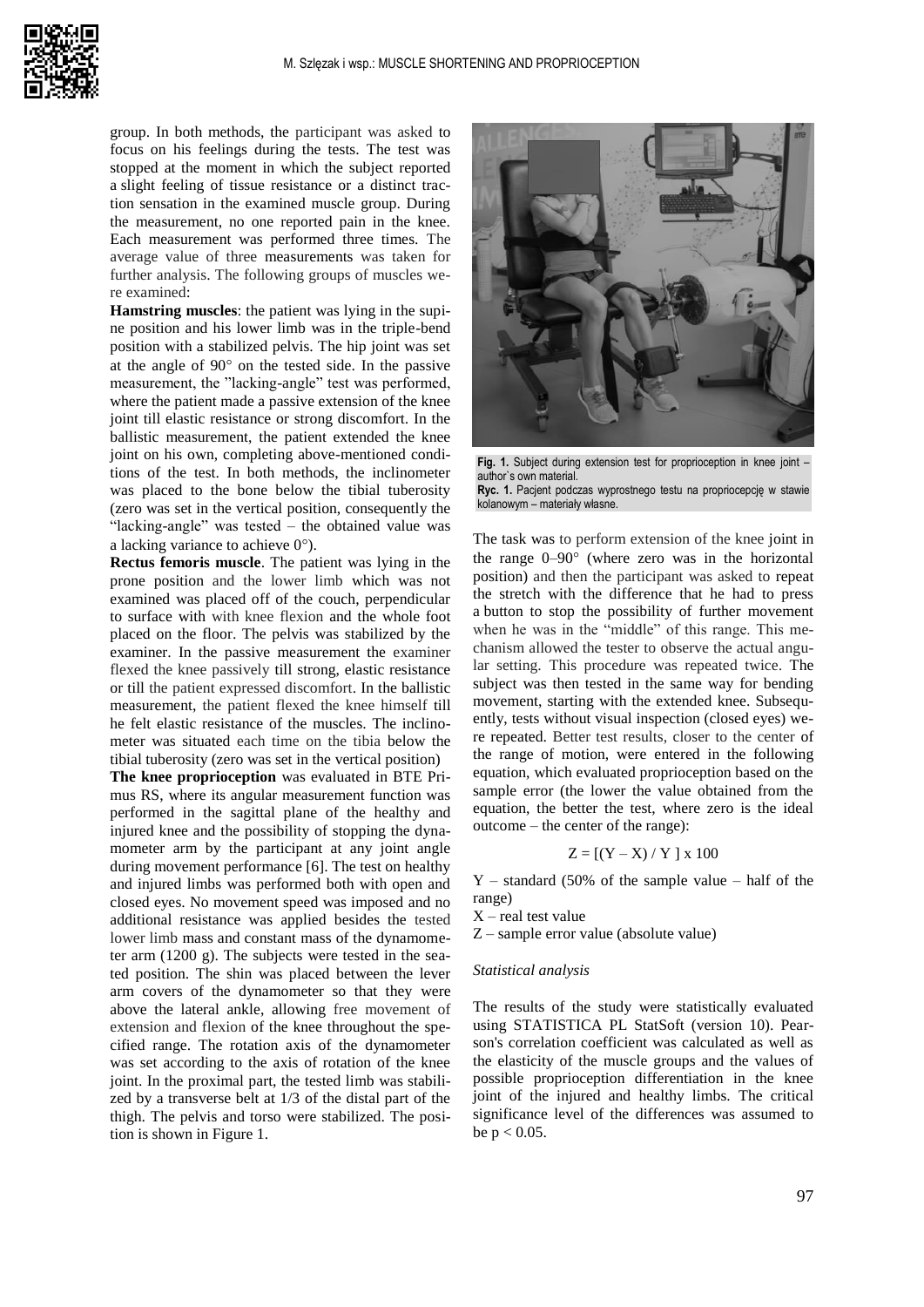group. In both methods, the participant was asked to focus on his feelings during the tests. The test was stopped at the moment in which the subject reported a slight feeling of tissue resistance or a distinct traction sensation in the examined muscle group. During the measurement, no one reported pain in the knee. Each measurement was performed three times. The average value of three measurements was taken for further analysis. The following groups of muscles were examined:

**Hamstring muscles**: the patient was lying in the supine position and his lower limb was in the triple-bend position with a stabilized pelvis. The hip joint was set at the angle of 90° on the tested side. In the passive measurement, the "lacking-angle" test was performed, where the patient made a passive extension of the knee joint till elastic resistance or strong discomfort. In the ballistic measurement, the patient extended the knee joint on his own, completing above-mentioned conditions of the test. In both methods, the inclinometer was placed to the bone below the tibial tuberosity (zero was set in the vertical position, consequently the "lacking-angle" was tested – the obtained value was a lacking variance to achieve 0°).

**Rectus femoris muscle**. The patient was lying in the prone position and the lower limb which was not examined was placed off of the couch, perpendicular to surface with with knee flexion and the whole foot placed on the floor. The pelvis was stabilized by the examiner. In the passive measurement the examiner flexed the knee passively till strong, elastic resistance or till the patient expressed discomfort. In the ballistic measurement, the patient flexed the knee himself till he felt elastic resistance of the muscles. The inclinometer was situated each time on the tibia below the tibial tuberosity (zero was set in the vertical position)

**The knee proprioception** was evaluated in BTE Primus RS, where its angular measurement function was performed in the sagittal plane of the healthy and injured knee and the possibility of stopping the dynamometer arm by the participant at any joint angle during movement performance [6]. The test on healthy and injured limbs was performed both with open and closed eyes. No movement speed was imposed and no additional resistance was applied besides the tested lower limb mass and constant mass of the dynamometer arm (1200 g). The subjects were tested in the seated position. The shin was placed between the lever arm covers of the dynamometer so that they were above the lateral ankle, allowing free movement of extension and flexion of the knee throughout the specified range. The rotation axis of the dynamometer was set according to the axis of rotation of the knee joint. In the proximal part, the tested limb was stabilized by a transverse belt at 1/3 of the distal part of the thigh. The pelvis and torso were stabilized. The position is shown in Figure 1.

**Fig. 1.** Subject during extension test for proprioception in knee joint – author`s own material.
**Ryc. 1.** Pacjent podczas wyprostnego testu na propriocepcję w stawie kolanowym – materiały własne.

The task was to perform extension of the knee joint in the range 0–90° (where zero was in the horizontal position) and then the participant was asked to repeat the stretch with the difference that he had to press a button to stop the possibility of further movement when he was in the "middle" of this range. This mechanism allowed the tester to observe the actual angular setting. This procedure was repeated twice. The subject was then tested in the same way for bending movement, starting with the extended knee. Subsequently, tests without visual inspection (closed eyes) were repeated. Better test results, closer to the center of the range of motion, were entered in the following equation, which evaluated proprioception based on the sample error (the lower the value obtained from the equation, the better the test, where zero is the ideal outcome – the center of the range):

$$Z = [(Y - X) / Y] \times 100$$

Y – standard (50% of the sample value – half of the range)
X – real test value
Z – sample error value (absolute value)

*Statistical analysis*

The results of the study were statistically evaluated using STATISTICA PL StatSoft (version 10). Pearson's correlation coefficient was calculated as well as the elasticity of the muscle groups and the values of possible proprioception differentiation in the knee joint of the injured and healthy limbs. The critical significance level of the differences was assumed to be $p < 0.05$.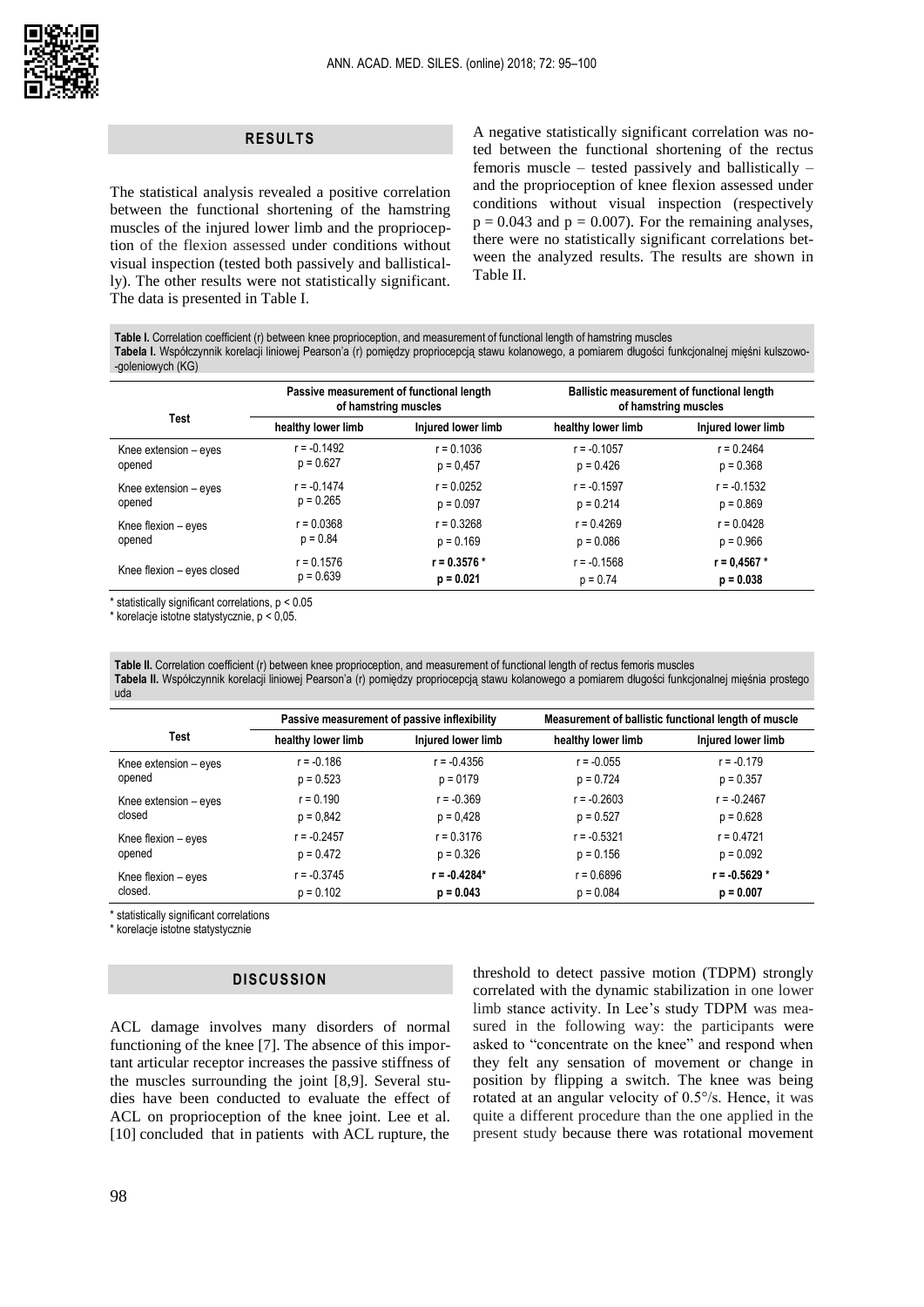## RESULTS

The statistical analysis revealed a positive correlation between the functional shortening of the hamstring muscles of the injured lower limb and the proprioception of the flexion assessed under conditions without visual inspection (tested both passively and ballistically). The other results were not statistically significant. The data is presented in Table I.

A negative statistically significant correlation was noted between the functional shortening of the rectus femoris muscle – tested passively and ballistically – and the proprioception of knee flexion assessed under conditions without visual inspection (respectively $p = 0.043$ and $p = 0.007$). For the remaining analyses, there were no statistically significant correlations between the analyzed results. The results are shown in Table II.

**Table I.** Correlation coefficient (r) between knee proprioception, and measurement of functional length of hamstring muscles
**Tabela I.** Współczynnik korelacji liniowej Pearson'a (r) pomiędzy propriocepcją stawu kolanowego, a pomiarem długości funkcjonalnej mięśni kulszowo-goleniowych (KG)

| Test | Passive measurement of functional length of hamstring muscles | | Ballistic measurement of functional length of hamstring muscles | |
|---|---|---|---|---|
| | healthy lower limb | Injured lower limb | healthy lower limb | Injured lower limb |
| Knee extension – eyes opened | r = -0.1492<br>p = 0.627 | r = 0.1036<br>p = 0,457 | r = -0.1057<br>p = 0.426 | r = 0.2464<br>p = 0.368 |
| Knee extension – eyes opened | r = -0.1474<br>p = 0.265 | r = 0.0252<br>p = 0.097 | r = -0.1597<br>p = 0.214 | r = -0.1532<br>p = 0.869 |
| Knee flexion – eyes opened | r = 0.0368<br>p = 0.84 | r = 0.3268<br>p = 0.169 | r = 0.4269<br>p = 0.086 | r = 0.0428<br>p = 0.966 |
| Knee flexion – eyes closed | r = 0.1576<br>p = 0.639 | **r = 0.3576 \***<br>**p = 0.021** | r = -0.1568<br>p = 0.74 | **r = 0,4567 \***<br>**p = 0.038** |

\* statistically significant correlations, $p < 0.05$
\* korelacje istotne statystycznie, $p < 0,05$.

**Table II.** Correlation coefficient (r) between knee proprioception, and measurement of functional length of rectus femoris muscles
**Tabela II.** Współczynnik korelacji liniowej Pearson'a (r) pomiędzy propriocepcją stawu kolanowego a pomiarem długości funkcjonalnej mięśnia prostego uda

| Test | Passive measurement of passive inflexibility | | Measurement of ballistic functional length of muscle | |
|---|---|---|---|---|
| | healthy lower limb | Injured lower limb | healthy lower limb | Injured lower limb |
| Knee extension – eyes opened | r = -0.186<br>p = 0.523 | r = -0.4356<br>p = 0179 | r = -0.055<br>p = 0.724 | r = -0.179<br>p = 0.357 |
| Knee extension – eyes closed | r = 0.190<br>p = 0,842 | r = -0.369<br>p = 0,428 | r = -0.2603<br>p = 0.527 | r = -0.2467<br>p = 0.628 |
| Knee flexion – eyes opened | r = -0.2457<br>p = 0.472 | r = 0.3176<br>p = 0.326 | r = -0.5321<br>p = 0.156 | r = 0.4721<br>p = 0.092 |
| Knee flexion – eyes closed. | r = -0.3745<br>p = 0.102 | **r = -0.4284\***<br>**p = 0.043** | r = 0.6896<br>p = 0.084 | **r = -0.5629 \***<br>**p = 0.007** |

\* statistically significant correlations
\* korelacje istotne statystycznie

## DISCUSSION

ACL damage involves many disorders of normal functioning of the knee [7]. The absence of this important articular receptor increases the passive stiffness of the muscles surrounding the joint [8,9]. Several studies have been conducted to evaluate the effect of ACL on proprioception of the knee joint. Lee et al. [10] concluded that in patients with ACL rupture, the threshold to detect passive motion (TDPM) strongly correlated with the dynamic stabilization in one lower limb stance activity. In Lee's study TDPM was measured in the following way: the participants were asked to "concentrate on the knee" and respond when they felt any sensation of movement or change in position by flipping a switch. The knee was being rotated at an angular velocity of 0.5°/s. Hence, it was quite a different procedure than the one applied in the present study because there was rotational movement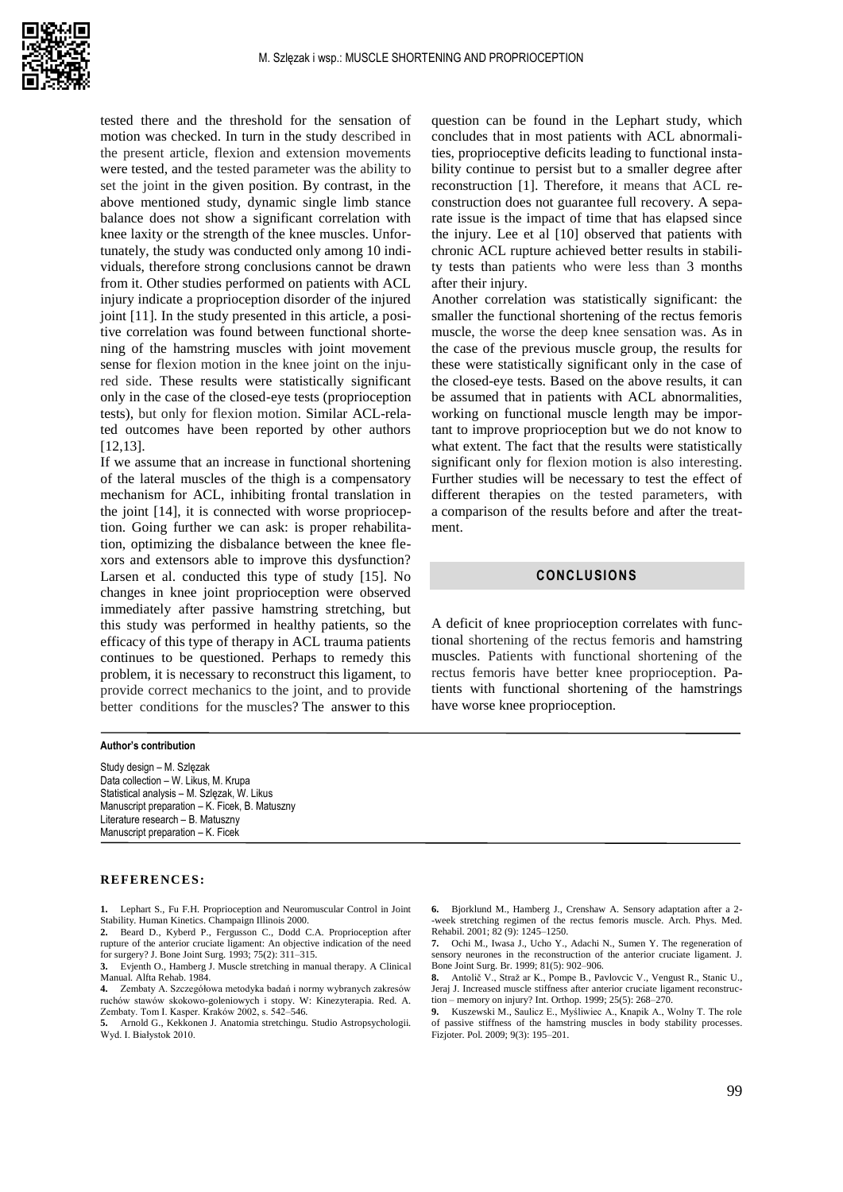tested there and the threshold for the sensation of motion was checked. In turn in the study described in the present article, flexion and extension movements were tested, and the tested parameter was the ability to set the joint in the given position. By contrast, in the above mentioned study, dynamic single limb stance balance does not show a significant correlation with knee laxity or the strength of the knee muscles. Unfortunately, the study was conducted only among 10 individuals, therefore strong conclusions cannot be drawn from it. Other studies performed on patients with ACL injury indicate a proprioception disorder of the injured joint [11]. In the study presented in this article, a positive correlation was found between functional shortening of the hamstring muscles with joint movement sense for flexion motion in the knee joint on the injured side. These results were statistically significant only in the case of the closed-eye tests (proprioception tests), but only for flexion motion. Similar ACL-related outcomes have been reported by other authors [12,13].

If we assume that an increase in functional shortening of the lateral muscles of the thigh is a compensatory mechanism for ACL, inhibiting frontal translation in the joint [14], it is connected with worse proprioception. Going further we can ask: is proper rehabilitation, optimizing the disbalance between the knee flexors and extensors able to improve this dysfunction? Larsen et al. conducted this type of study [15]. No changes in knee joint proprioception were observed immediately after passive hamstring stretching, but this study was performed in healthy patients, so the efficacy of this type of therapy in ACL trauma patients continues to be questioned. Perhaps to remedy this problem, it is necessary to reconstruct this ligament, to provide correct mechanics to the joint, and to provide better conditions for the muscles? The answer to this question can be found in the Lephart study, which concludes that in most patients with ACL abnormalities, proprioceptive deficits leading to functional instability continue to persist but to a smaller degree after reconstruction [1]. Therefore, it means that ACL reconstruction does not guarantee full recovery. A separate issue is the impact of time that has elapsed since the injury. Lee et al [10] observed that patients with chronic ACL rupture achieved better results in stability tests than patients who were less than 3 months after their injury.

Another correlation was statistically significant: the smaller the functional shortening of the rectus femoris muscle, the worse the deep knee sensation was. As in the case of the previous muscle group, the results for these were statistically significant only in the case of the closed-eye tests. Based on the above results, it can be assumed that in patients with ACL abnormalities, working on functional muscle length may be important to improve proprioception but we do not know to what extent. The fact that the results were statistically significant only for flexion motion is also interesting. Further studies will be necessary to test the effect of different therapies on the tested parameters, with a comparison of the results before and after the treatment.

## CONCLUSIONS

A deficit of knee proprioception correlates with functional shortening of the rectus femoris and hamstring muscles. Patients with functional shortening of the rectus femoris have better knee proprioception. Patients with functional shortening of the hamstrings have worse knee proprioception.

**Author's contribution**

Study design – M. Szlęzak
Data collection – W. Likus, M. Krupa
Statistical analysis – M. Szlęzak, W. Likus
Manuscript preparation – K. Ficek, B. Matuszny
Literature research – B. Matuszny
Manuscript preparation – K. Ficek

## REFERENCES:

1. Lephart S., Fu F.H. Proprioception and Neuromuscular Control in Joint Stability. Human Kinetics. Champaign Illinois 2000.
2. Beard D., Kyberd P., Fergusson C., Dodd C.A. Proprioception after rupture of the anterior cruciate ligament: An objective indication of the need for surgery? J. Bone Joint Surg. 1993; 75(2): 311–315.
3. Evjenth O., Hamberg J. Muscle stretching in manual therapy. A Clinical Manual. Alfta Rehab. 1984.
4. Zembaty A. Szczegółowa metodyka badań i normy wybranych zakresów ruchów stawów skokowo-goleniowych i stopy. W: Kinezyterapia. Red. A. Zembaty. Tom I. Kasper. Kraków 2002, s. 542–546.
5. Arnold G., Kekkonen J. Anatomia stretchingu. Studio Astropsychologii. Wyd. I. Białystok 2010.
6. Bjorklund M., Hamberg J., Crenshaw A. Sensory adaptation after a 2-week stretching regimen of the rectus femoris muscle. Arch. Phys. Med. Rehabil. 2001; 82 (9): 1245–1250.
7. Ochi M., Iwasa J., Ucho Y., Adachi N., Sumen Y. The regeneration of sensory neurones in the reconstruction of the anterior cruciate ligament. J. Bone Joint Surg. Br. 1999; 81(5): 902–906.
8. Antolič V., Straž ar K., Pompe B., Pavlovcic V., Vengust R., Stanic U., Jeraj J. Increased muscle stiffness after anterior cruciate ligament reconstruction – memory on injury? Int. Orthop. 1999; 25(5): 268–270.
9. Kuszewski M., Saulicz E., Myśliwiec A., Knapik A., Wolny T. The role of passive stiffness of the hamstring muscles in body stability processes. Fizjoter. Pol. 2009; 9(3): 195–201.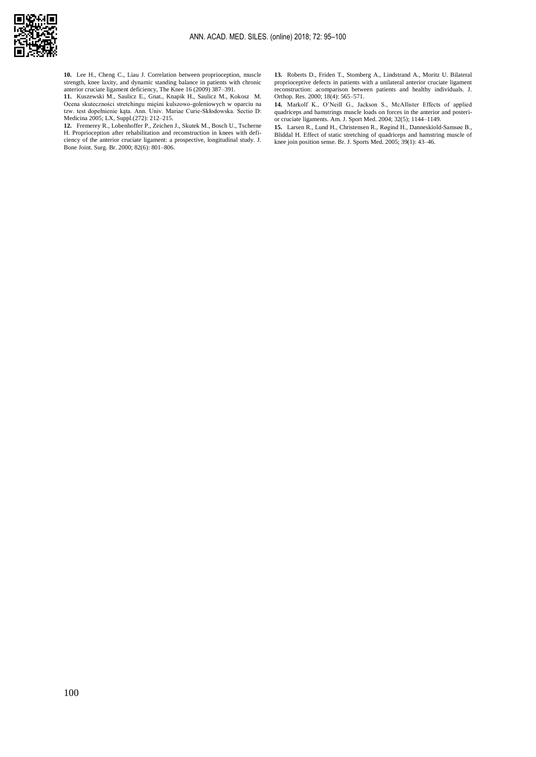10. Lee H., Cheng C., Liau J. Correlation between proprioception, muscle strength, knee laxity, and dynamic standing balance in patients with chronic anterior cruciate ligament deficiency, The Knee 16 (2009) 387–391.

11. Kuszewski M., Saulicz E., Gnat., Knapik H., Saulicz M., Kokosz M. Ocena skuteczności stretchingu mięśni kulszowo-goleniowych w oparciu na tzw. test dopełnienie kąta. Ann. Univ. Mariae Curie-Skłodowska. Sectio D: Medicina 2005; LX, Suppl.(272): 212–215.

12. Fremerey R., Lobenhoffer P., Zeichen J., Skutek M., Bosch U., Tscherne H. Proprioception after rehabilitation and reconstruction in knees with deficiency of the anterior cruciate ligament: a prospective, longitudinal study. J. Bone Joint. Surg. Br. 2000; 82(6): 801–806.

13. Roberts D., Friden T., Stomberg A., Lindstrand A., Moritz U. Bilateral proprioceptive defects in patients with a unilateral anterior cruciate ligament reconstruction: acomparison between patients and healthy individuals. J. Orthop. Res. 2000; 18(4): 565–571.

14. Markolf K., O'Neill G., Jackson S., McAllister Effects of applied quadriceps and hamstrings muscle loads on forces in the anterior and posterior cruciate ligaments. Am. J. Sport Med. 2004; 32(5); 1144–1149.

15. Larsen R., Lund H., Christensen R., Røgind H., Danneskiold-Samsøe B., Bliddal H. Effect of static stretching of quadriceps and hamstring muscle of knee join position sense. Br. J. Sports Med. 2005; 39(1): 43–46.